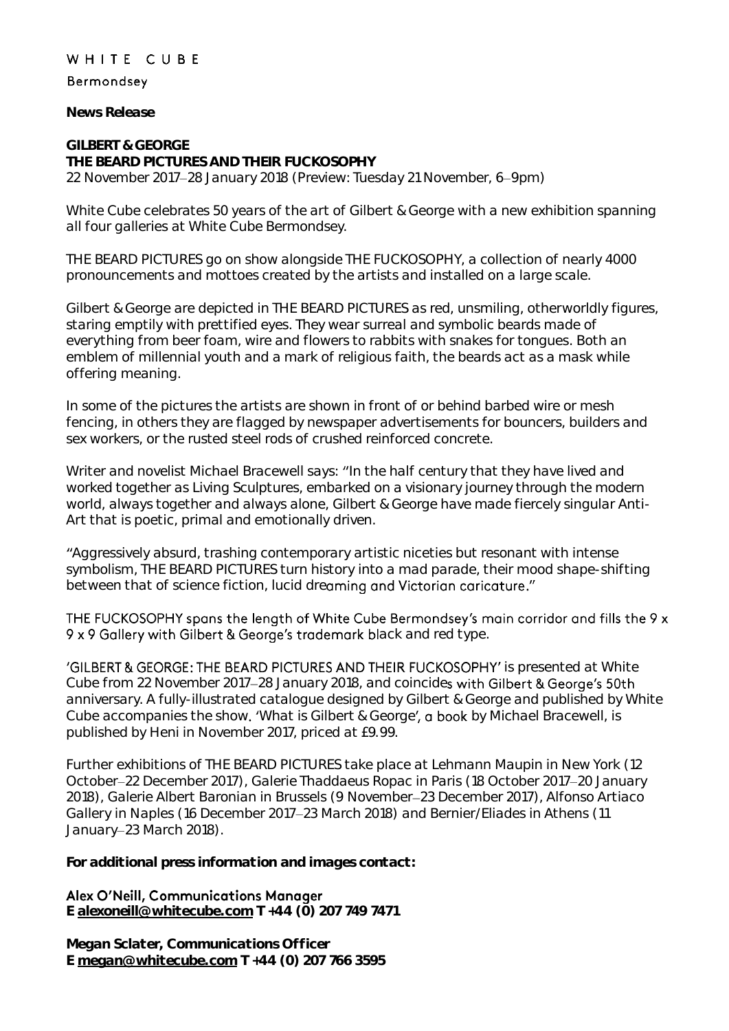WHITE CUBE

Bermondsey

**News Release**

**GILBERT & GEORGE**
**THE BEARD PICTURES AND THEIR FUCKOSOPHY**
22 November 2017–28 January 2018 (Preview: Tuesday 21 November, 6–9pm)

White Cube celebrates 50 years of the art of Gilbert & George with a new exhibition spanning all four galleries at White Cube Bermondsey.

THE BEARD PICTURES go on show alongside THE FUCKOSOPHY, a collection of nearly 4000 pronouncements and mottoes created by the artists and installed on a large scale.

Gilbert & George are depicted in THE BEARD PICTURES as red, unsmiling, otherworldly figures, staring emptily with prettified eyes. They wear surreal and symbolic beards made of everything from beer foam, wire and flowers to rabbits with snakes for tongues. Both an emblem of millennial youth and a mark of religious faith, the beards act as a mask while offering meaning.

In some of the pictures the artists are shown in front of or behind barbed wire or mesh fencing, in others they are flagged by newspaper advertisements for bouncers, builders and sex workers, or the rusted steel rods of crushed reinforced concrete.

Writer and novelist Michael Bracewell says: "In the half century that they have lived and worked together as Living Sculptures, embarked on a visionary journey through the modern world, always together and always alone, Gilbert & George have made fiercely singular Anti-Art that is poetic, primal and emotionally driven.

"Aggressively absurd, trashing contemporary artistic niceties but resonant with intense symbolism, THE BEARD PICTURES turn history into a mad parade, their mood shape-shifting between that of science fiction, lucid dreaming and Victorian caricature."

THE FUCKOSOPHY spans the length of White Cube Bermondsey's main corridor and fills the 9 x 9 x 9 Gallery with Gilbert & George's trademark black and red type.

'GILBERT & GEORGE: THE BEARD PICTURES AND THEIR FUCKOSOPHY' is presented at White Cube from 22 November 2017–28 January 2018, and coincides with Gilbert & George's 50th anniversary. A fully-illustrated catalogue designed by Gilbert & George and published by White Cube accompanies the show. 'What is Gilbert & George', a book by Michael Bracewell, is published by Heni in November 2017, priced at £9.99.

Further exhibitions of THE BEARD PICTURES take place at Lehmann Maupin in New York (12 October–22 December 2017), Galerie Thaddaeus Ropac in Paris (18 October 2017–20 January 2018), Galerie Albert Baronian in Brussels (9 November–23 December 2017), Alfonso Artiaco Gallery in Naples (16 December 2017–23 March 2018) and Bernier/Eliades in Athens (11 January–23 March 2018).

**For additional press information and images contact:**

**Alex O'Neill, Communications Manager**
**E alexoneill@whitecube.com T +44 (0) 207 749 7471**

**Megan Sclater, Communications Officer**
**E megan@whitecube.com T +44 (0) 207 766 3595**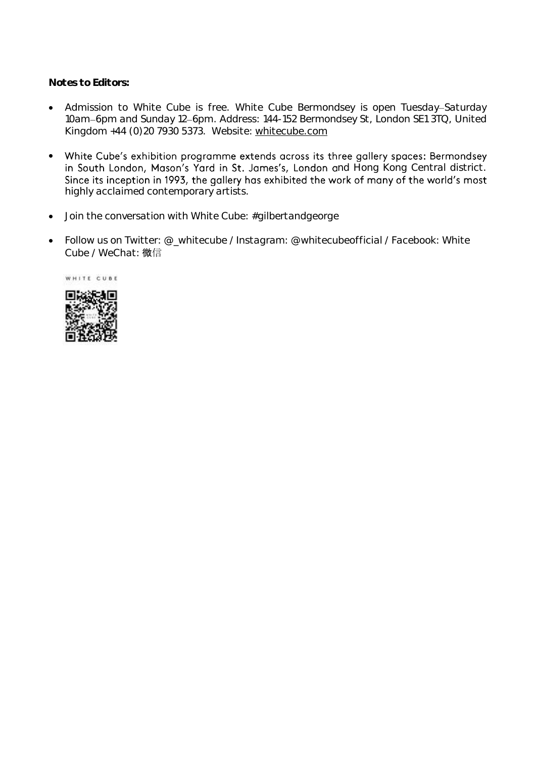**Notes to Editors:**

- Admission to White Cube is free. White Cube Bermondsey is open Tuesday–Saturday 10am–6pm and Sunday 12–6pm. Address: 144-152 Bermondsey St, London SE1 3TQ, United Kingdom +44 (0)20 7930 5373. Website: whitecube.com

- White Cube's exhibition programme extends across its three gallery spaces: Bermondsey in South London, Mason's Yard in St. James's, London and Hong Kong Central district. Since its inception in 1993, the gallery has exhibited the work of many of the world's most highly acclaimed contemporary artists.

- Join the conversation with White Cube: #gilbertandgeorge

- Follow us on Twitter: @_whitecube / Instagram: @whitecubeofficial / Facebook: White Cube / WeChat: 微信

WHITE CUBE